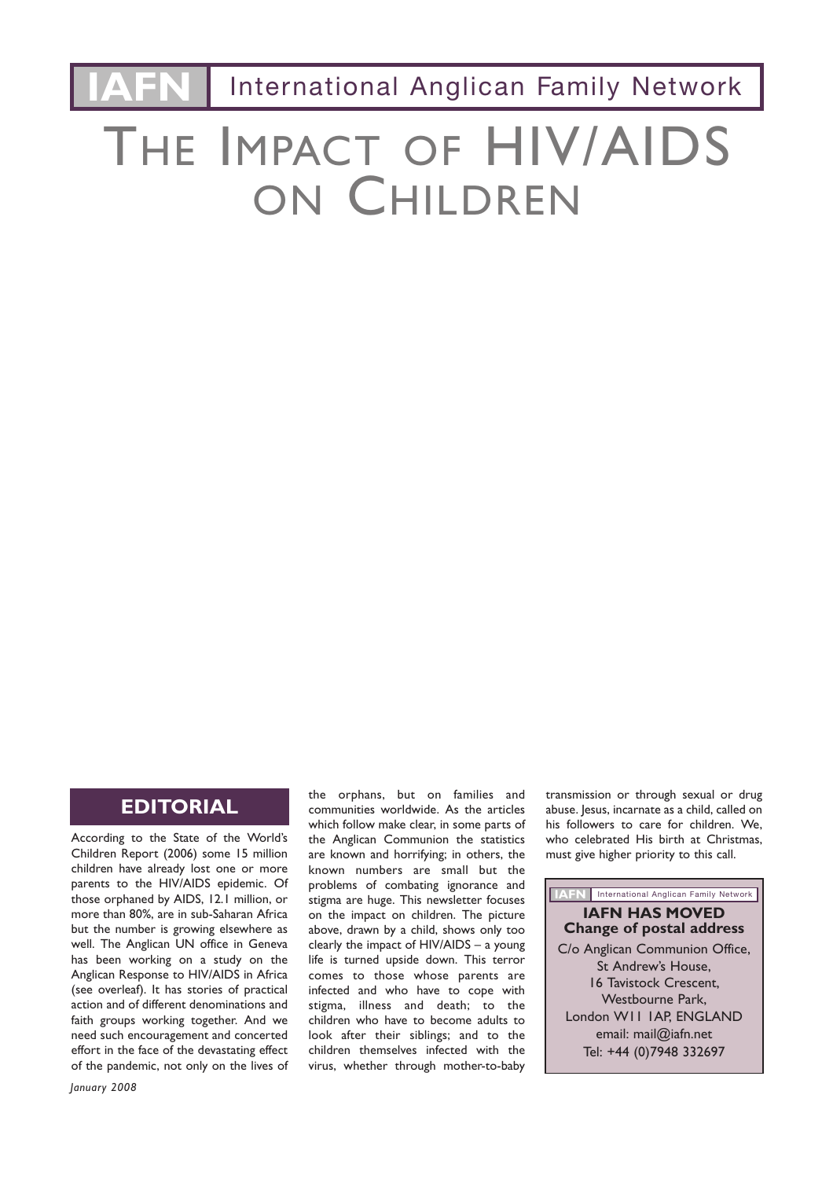**IAFN** International Anglican Family Network

# The Impact of HIV/AIDS on Children

## EDITORIAL

According to the State of the World's Children Report (2006) some 15 million children have already lost one or more parents to the HIV/AIDS epidemic. Of those orphaned by AIDS, 12.1 million, or more than 80%, are in sub-Saharan Africa but the number is growing elsewhere as well. The Anglican UN office in Geneva has been working on a study on the Anglican Response to HIV/AIDS in Africa (see overleaf). It has stories of practical action and of different denominations and faith groups working together. And we need such encouragement and concerted effort in the face of the devastating effect of the pandemic, not only on the lives of the orphans, but on families and communities worldwide. As the articles which follow make clear, in some parts of the Anglican Communion the statistics are known and horrifying; in others, the known numbers are small but the problems of combating ignorance and stigma are huge. This newsletter focuses on the impact on children. The picture above, drawn by a child, shows only too clearly the impact of HIV/AIDS – a young life is turned upside down. This terror comes to those whose parents are infected and who have to cope with stigma, illness and death; to the children who have to become adults to look after their siblings; and to the children themselves infected with the virus, whether through mother-to-baby transmission or through sexual or drug abuse. Jesus, incarnate as a child, called on his followers to care for children. We, who celebrated His birth at Christmas, must give higher priority to this call.

*January 2008*

**IAFN** International Anglican Family Network

**IAFN HAS MOVED**
**Change of postal address**

C/o Anglican Communion Office,
St Andrew's House,
16 Tavistock Crescent,
Westbourne Park,
London W11 1AP, ENGLAND
email: mail@iafn.net
Tel: +44 (0)7948 332697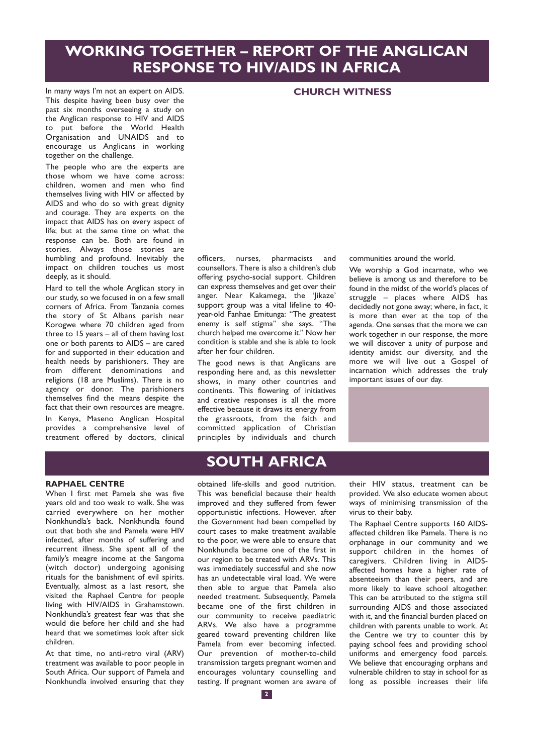# WORKING TOGETHER – REPORT OF THE ANGLICAN RESPONSE TO HIV/AIDS IN AFRICA

In many ways I'm not an expert on AIDS. This despite having been busy over the past six months overseeing a study on the Anglican response to HIV and AIDS to put before the World Health Organisation and UNAIDS and to encourage us Anglicans in working together on the challenge.

The people who are the experts are those whom we have come across: children, women and men who find themselves living with HIV or affected by AIDS and who do so with great dignity and courage. They are experts on the impact that AIDS has on every aspect of life; but at the same time on what the response can be. Both are found in stories. Always those stories are humbling and profound. Inevitably the impact on children touches us most deeply, as it should.

Hard to tell the whole Anglican story in our study, so we focused in on a few small corners of Africa. From Tanzania comes the story of St Albans parish near Korogwe where 70 children aged from three to 15 years – all of them having lost one or both parents to AIDS – are cared for and supported in their education and health needs by parishioners. They are from different denominations and religions (18 are Muslims). There is no agency or donor. The parishioners themselves find the means despite the fact that their own resources are meagre.

In Kenya, Maseno Anglican Hospital provides a comprehensive level of treatment offered by doctors, clinical officers, nurses, pharmacists and counsellors. There is also a children's club offering psycho-social support. Children can express themselves and get over their anger. Near Kakamega, the 'Jikaze' support group was a vital lifeline to 40-year-old Fanhae Emitunga: "The greatest enemy is self stigma" she says, "The church helped me overcome it." Now her condition is stable and she is able to look after her four children.

The good news is that Anglicans are responding here and, as this newsletter shows, in many other countries and continents. This flowering of initiatives and creative responses is all the more effective because it draws its energy from the grassroots, from the faith and committed application of Christian principles by individuals and church communities around the world.

We worship a God incarnate, who we believe is among us and therefore to be found in the midst of the world's places of struggle – places where AIDS has decidedly not gone away; where, in fact, it is more than ever at the top of the agenda. One senses that the more we can work together in our response, the more we will discover a unity of purpose and identity amidst our diversity, and the more we will live out a Gospel of incarnation which addresses the truly important issues of our day.

## CHURCH WITNESS

# SOUTH AFRICA

### RAPHAEL CENTRE

When I first met Pamela she was five years old and too weak to walk. She was carried everywhere on her mother Nonkhundla's back. Nonkhundla found out that both she and Pamela were HIV infected, after months of suffering and recurrent illness. She spent all of the family's meagre income at the Sangoma (witch doctor) undergoing agonising rituals for the banishment of evil spirits. Eventually, almost as a last resort, she visited the Raphael Centre for people living with HIV/AIDS in Grahamstown. Nonkhundla's greatest fear was that she would die before her child and she had heard that we sometimes look after sick children.

At that time, no anti-retro viral (ARV) treatment was available to poor people in South Africa. Our support of Pamela and Nonkhundla involved ensuring that they obtained life-skills and good nutrition. This was beneficial because their health improved and they suffered from fewer opportunistic infections. However, after the Government had been compelled by court cases to make treatment available to the poor, we were able to ensure that Nonkhundla became one of the first in our region to be treated with ARVs. This was immediately successful and she now has an undetectable viral load. We were then able to argue that Pamela also needed treatment. Subsequently, Pamela became one of the first children in our community to receive paediatric ARVs. We also have a programme geared toward preventing children like Pamela from ever becoming infected. Our prevention of mother-to-child transmission targets pregnant women and encourages voluntary counselling and testing. If pregnant women are aware of their HIV status, treatment can be provided. We also educate women about ways of minimising transmission of the virus to their baby.

The Raphael Centre supports 160 AIDS-affected children like Pamela. There is no orphanage in our community and we support children in the homes of caregivers. Children living in AIDS-affected homes have a higher rate of absenteeism than their peers, and are more likely to leave school altogether. This can be attributed to the stigma still surrounding AIDS and those associated with it, and the financial burden placed on children with parents unable to work. At the Centre we try to counter this by paying school fees and providing school uniforms and emergency food parcels. We believe that encouraging orphans and vulnerable children to stay in school for as long as possible increases their life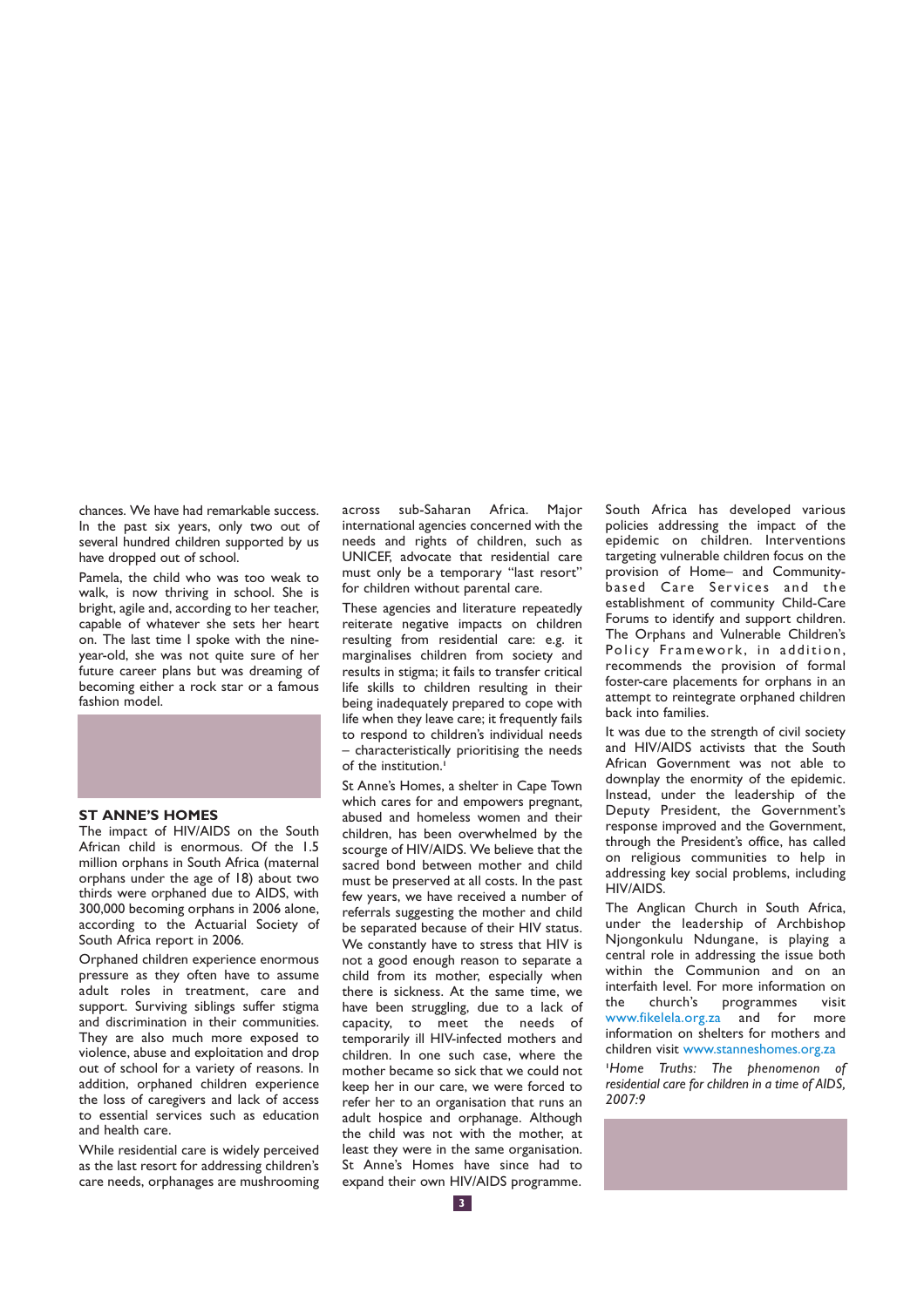chances. We have had remarkable success. In the past six years, only two out of several hundred children supported by us have dropped out of school.

Pamela, the child who was too weak to walk, is now thriving in school. She is bright, agile and, according to her teacher, capable of whatever she sets her heart on. The last time I spoke with the nine-year-old, she was not quite sure of her future career plans but was dreaming of becoming either a rock star or a famous fashion model.

## ST ANNE'S HOMES

The impact of HIV/AIDS on the South African child is enormous. Of the 1.5 million orphans in South Africa (maternal orphans under the age of 18) about two thirds were orphaned due to AIDS, with 300,000 becoming orphans in 2006 alone, according to the Actuarial Society of South Africa report in 2006.

Orphaned children experience enormous pressure as they often have to assume adult roles in treatment, care and support. Surviving siblings suffer stigma and discrimination in their communities. They are also much more exposed to violence, abuse and exploitation and drop out of school for a variety of reasons. In addition, orphaned children experience the loss of caregivers and lack of access to essential services such as education and health care.

While residential care is widely perceived as the last resort for addressing children's care needs, orphanages are mushrooming across sub-Saharan Africa. Major international agencies concerned with the needs and rights of children, such as UNICEF, advocate that residential care must only be a temporary "last resort" for children without parental care.

These agencies and literature repeatedly reiterate negative impacts on children resulting from residential care: e.g. it marginalises children from society and results in stigma; it fails to transfer critical life skills to children resulting in their being inadequately prepared to cope with life when they leave care; it frequently fails to respond to children's individual needs – characteristically prioritising the needs of the institution.[1]

St Anne's Homes, a shelter in Cape Town which cares for and empowers pregnant, abused and homeless women and their children, has been overwhelmed by the scourge of HIV/AIDS. We believe that the sacred bond between mother and child must be preserved at all costs. In the past few years, we have received a number of referrals suggesting the mother and child be separated because of their HIV status. We constantly have to stress that HIV is not a good enough reason to separate a child from its mother, especially when there is sickness. At the same time, we have been struggling, due to a lack of capacity, to meet the needs of temporarily ill HIV-infected mothers and children. In one such case, where the mother became so sick that we could not keep her in our care, we were forced to refer her to an organisation that runs an adult hospice and orphanage. Although the child was not with the mother, at least they were in the same organisation. St Anne's Homes have since had to expand their own HIV/AIDS programme.

South Africa has developed various policies addressing the impact of the epidemic on children. Interventions targeting vulnerable children focus on the provision of Home– and Community-based Care Services and the establishment of community Child-Care Forums to identify and support children. The Orphans and Vulnerable Children's Policy Framework, in addition, recommends the provision of formal foster-care placements for orphans in an attempt to reintegrate orphaned children back into families.

It was due to the strength of civil society and HIV/AIDS activists that the South African Government was not able to downplay the enormity of the epidemic. Instead, under the leadership of the Deputy President, the Government's response improved and the Government, through the President's office, has called on religious communities to help in addressing key social problems, including HIV/AIDS.

The Anglican Church in South Africa, under the leadership of Archbishop Njongonkulu Ndungane, is playing a central role in addressing the issue both within the Communion and on an interfaith level. For more information on the church's programmes visit www.fikelela.org.za and for more information on shelters for mothers and children visit www.stanneshomes.org.za

[1]*Home Truths: The phenomenon of residential care for children in a time of AIDS, 2007:9*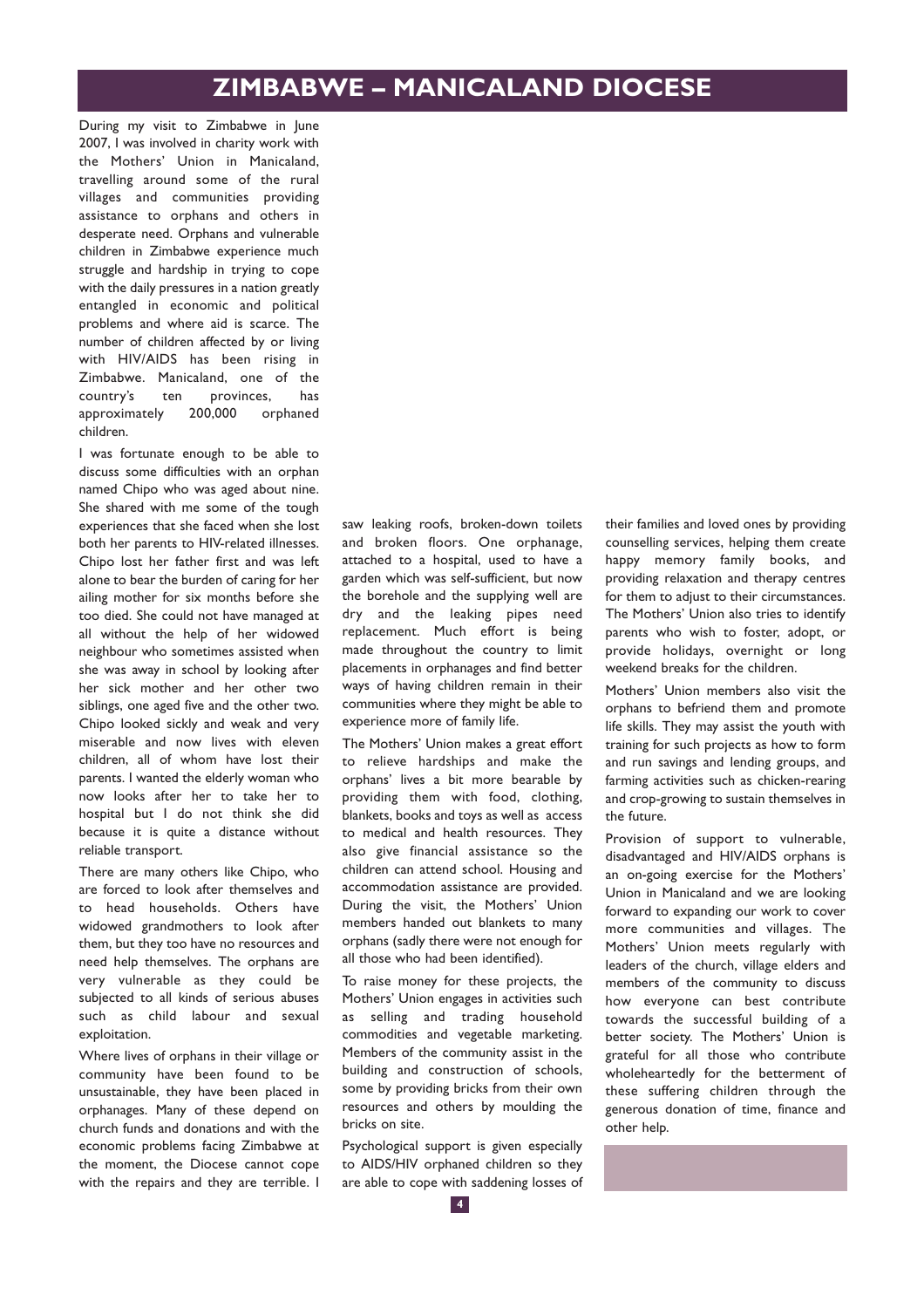# ZIMBABWE – MANICALAND DIOCESE

During my visit to Zimbabwe in June 2007, I was involved in charity work with the Mothers' Union in Manicaland, travelling around some of the rural villages and communities providing assistance to orphans and others in desperate need. Orphans and vulnerable children in Zimbabwe experience much struggle and hardship in trying to cope with the daily pressures in a nation greatly entangled in economic and political problems and where aid is scarce. The number of children affected by or living with HIV/AIDS has been rising in Zimbabwe. Manicaland, one of the country's ten provinces, has approximately 200,000 orphaned children.

I was fortunate enough to be able to discuss some difficulties with an orphan named Chipo who was aged about nine. She shared with me some of the tough experiences that she faced when she lost both her parents to HIV-related illnesses. Chipo lost her father first and was left alone to bear the burden of caring for her ailing mother for six months before she too died. She could not have managed at all without the help of her widowed neighbour who sometimes assisted when she was away in school by looking after her sick mother and her other two siblings, one aged five and the other two. Chipo looked sickly and weak and very miserable and now lives with eleven children, all of whom have lost their parents. I wanted the elderly woman who now looks after her to take her to hospital but I do not think she did because it is quite a distance without reliable transport.

There are many others like Chipo, who are forced to look after themselves and to head households. Others have widowed grandmothers to look after them, but they too have no resources and need help themselves. The orphans are very vulnerable as they could be subjected to all kinds of serious abuses such as child labour and sexual exploitation.

Where lives of orphans in their village or community have been found to be unsustainable, they have been placed in orphanages. Many of these depend on church funds and donations and with the economic problems facing Zimbabwe at the moment, the Diocese cannot cope with the repairs and they are terrible. I saw leaking roofs, broken-down toilets and broken floors. One orphanage, attached to a hospital, used to have a garden which was self-sufficient, but now the borehole and the supplying well are dry and the leaking pipes need replacement. Much effort is being made throughout the country to limit placements in orphanages and find better ways of having children remain in their communities where they might be able to experience more of family life.

The Mothers' Union makes a great effort to relieve hardships and make the orphans' lives a bit more bearable by providing them with food, clothing, blankets, books and toys as well as access to medical and health resources. They also give financial assistance so the children can attend school. Housing and accommodation assistance are provided. During the visit, the Mothers' Union members handed out blankets to many orphans (sadly there were not enough for all those who had been identified).

To raise money for these projects, the Mothers' Union engages in activities such as selling and trading household commodities and vegetable marketing. Members of the community assist in the building and construction of schools, some by providing bricks from their own resources and others by moulding the bricks on site.

Psychological support is given especially to AIDS/HIV orphaned children so they are able to cope with saddening losses of their families and loved ones by providing counselling services, helping them create happy memory family books, and providing relaxation and therapy centres for them to adjust to their circumstances. The Mothers' Union also tries to identify parents who wish to foster, adopt, or provide holidays, overnight or long weekend breaks for the children.

Mothers' Union members also visit the orphans to befriend them and promote life skills. They may assist the youth with training for such projects as how to form and run savings and lending groups, and farming activities such as chicken-rearing and crop-growing to sustain themselves in the future.

Provision of support to vulnerable, disadvantaged and HIV/AIDS orphans is an on-going exercise for the Mothers' Union in Manicaland and we are looking forward to expanding our work to cover more communities and villages. The Mothers' Union meets regularly with leaders of the church, village elders and members of the community to discuss how everyone can best contribute towards the successful building of a better society. The Mothers' Union is grateful for all those who contribute wholeheartedly for the betterment of these suffering children through the generous donation of time, finance and other help.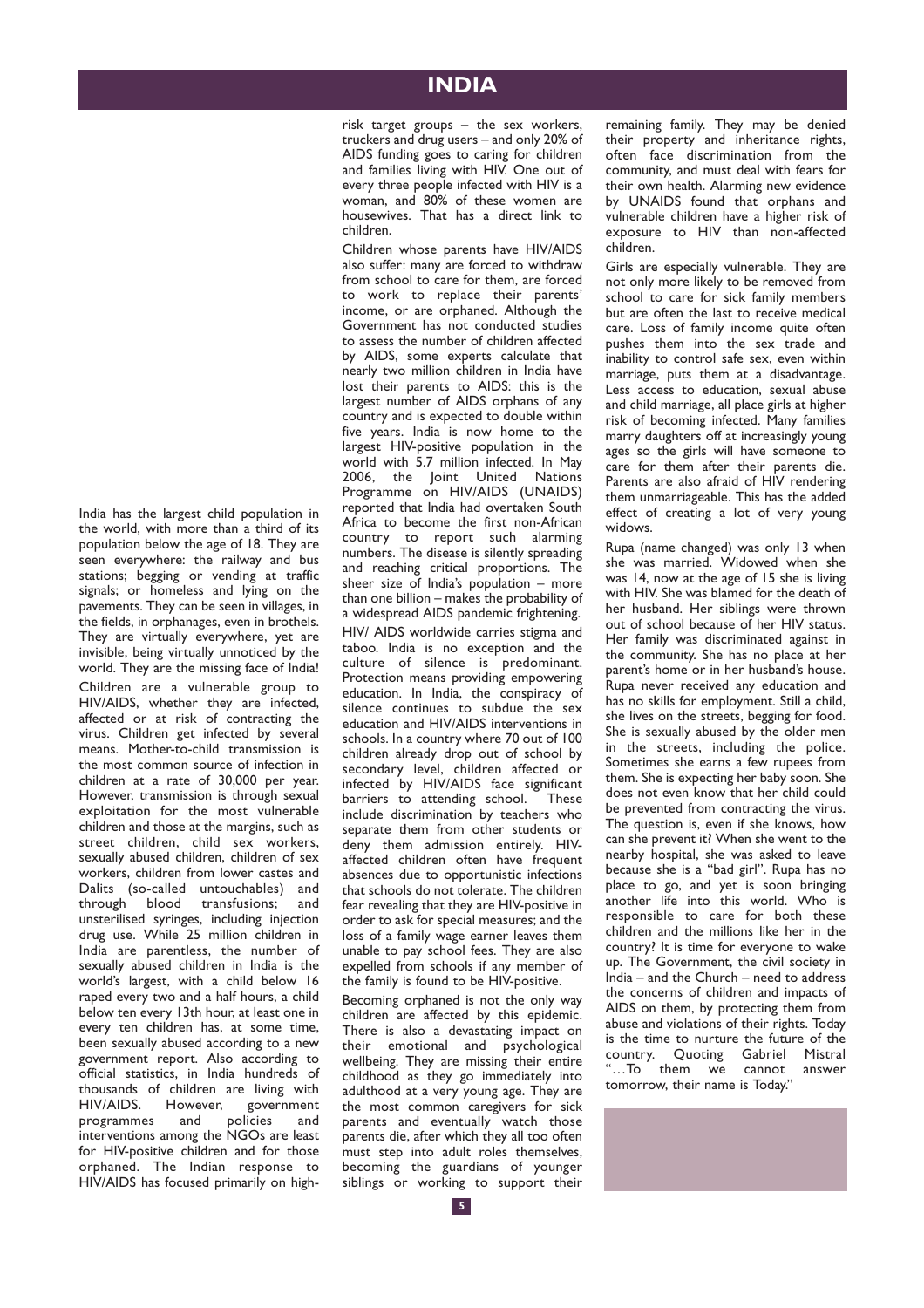# INDIA

India has the largest child population in the world, with more than a third of its population below the age of 18. They are seen everywhere: the railway and bus stations; begging or vending at traffic signals; or homeless and lying on the pavements. They can be seen in villages, in the fields, in orphanages, even in brothels. They are virtually everywhere, yet are invisible, being virtually unnoticed by the world. They are the missing face of India!

Children are a vulnerable group to HIV/AIDS, whether they are infected, affected or at risk of contracting the virus. Children get infected by several means. Mother-to-child transmission is the most common source of infection in children at a rate of 30,000 per year. However, transmission is through sexual exploitation for the most vulnerable children and those at the margins, such as street children, child sex workers, sexually abused children, children of sex workers, children from lower castes and Dalits (so-called untouchables) and through blood transfusions; and unsterilised syringes, including injection drug use. While 25 million children in India are parentless, the number of sexually abused children in India is the world's largest, with a child below 16 raped every two and a half hours, a child below ten every 13th hour, at least one in every ten children has, at some time, been sexually abused according to a new government report. Also according to official statistics, in India hundreds of thousands of children are living with HIV/AIDS. However, government programmes and policies and interventions among the NGOs are least for HIV-positive children and for those orphaned. The Indian response to HIV/AIDS has focused primarily on high-risk target groups – the sex workers, truckers and drug users – and only 20% of AIDS funding goes to caring for children and families living with HIV. One out of every three people infected with HIV is a woman, and 80% of these women are housewives. That has a direct link to children.

Children whose parents have HIV/AIDS also suffer: many are forced to withdraw from school to care for them, are forced to work to replace their parents' income, or are orphaned. Although the Government has not conducted studies to assess the number of children affected by AIDS, some experts calculate that nearly two million children in India have lost their parents to AIDS: this is the largest number of AIDS orphans of any country and is expected to double within five years. India is now home to the largest HIV-positive population in the world with 5.7 million infected. In May 2006, the Joint United Nations Programme on HIV/AIDS (UNAIDS) reported that India had overtaken South Africa to become the first non-African country to report such alarming numbers. The disease is silently spreading and reaching critical proportions. The sheer size of India's population – more than one billion – makes the probability of a widespread AIDS pandemic frightening.

HIV/ AIDS worldwide carries stigma and taboo. India is no exception and the culture of silence is predominant. Protection means providing empowering education. In India, the conspiracy of silence continues to subdue the sex education and HIV/AIDS interventions in schools. In a country where 70 out of 100 children already drop out of school by secondary level, children affected or infected by HIV/AIDS face significant barriers to attending school. These include discrimination by teachers who separate them from other students or deny them admission entirely. HIV-affected children often have frequent absences due to opportunistic infections that schools do not tolerate. The children fear revealing that they are HIV-positive in order to ask for special measures; and the loss of a family wage earner leaves them unable to pay school fees. They are also expelled from schools if any member of the family is found to be HIV-positive.

Becoming orphaned is not the only way children are affected by this epidemic. There is also a devastating impact on their emotional and psychological wellbeing. They are missing their entire childhood as they go immediately into adulthood at a very young age. They are the most common caregivers for sick parents and eventually watch those parents die, after which they all too often must step into adult roles themselves, becoming the guardians of younger siblings or working to support their remaining family. They may be denied their property and inheritance rights, often face discrimination from the community, and must deal with fears for their own health. Alarming new evidence by UNAIDS found that orphans and vulnerable children have a higher risk of exposure to HIV than non-affected children.

Girls are especially vulnerable. They are not only more likely to be removed from school to care for sick family members but are often the last to receive medical care. Loss of family income quite often pushes them into the sex trade and inability to control safe sex, even within marriage, puts them at a disadvantage. Less access to education, sexual abuse and child marriage, all place girls at higher risk of becoming infected. Many families marry daughters off at increasingly young ages so the girls will have someone to care for them after their parents die. Parents are also afraid of HIV rendering them unmarriageable. This has the added effect of creating a lot of very young widows.

Rupa (name changed) was only 13 when she was married. Widowed when she was 14, now at the age of 15 she is living with HIV. She was blamed for the death of her husband. Her siblings were thrown out of school because of her HIV status. Her family was discriminated against in the community. She has no place at her parent's home or in her husband's house. Rupa never received any education and has no skills for employment. Still a child, she lives on the streets, begging for food. She is sexually abused by the older men in the streets, including the police. Sometimes she earns a few rupees from them. She is expecting her baby soon. She does not even know that her child could be prevented from contracting the virus. The question is, even if she knows, how can she prevent it? When she went to the nearby hospital, she was asked to leave because she is a "bad girl". Rupa has no place to go, and yet is soon bringing another life into this world. Who is responsible to care for both these children and the millions like her in the country? It is time for everyone to wake up. The Government, the civil society in India – and the Church – need to address the concerns of children and impacts of AIDS on them, by protecting them from abuse and violations of their rights. Today is the time to nurture the future of the country. Quoting Gabriel Mistral "…To them we cannot answer tomorrow, their name is Today."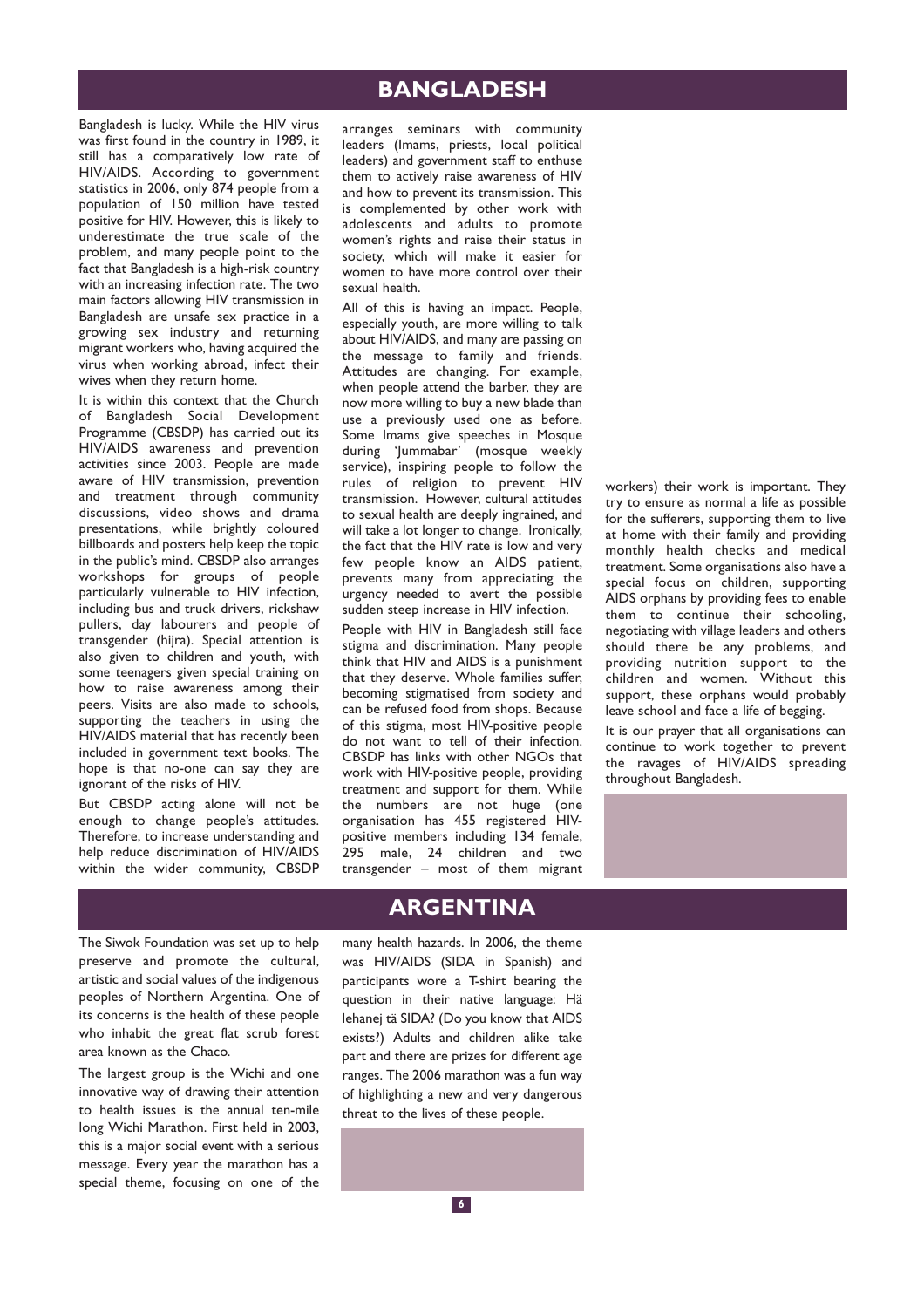## BANGLADESH

Bangladesh is lucky. While the HIV virus was first found in the country in 1989, it still has a comparatively low rate of HIV/AIDS. According to government statistics in 2006, only 874 people from a population of 150 million have tested positive for HIV. However, this is likely to underestimate the true scale of the problem, and many people point to the fact that Bangladesh is a high-risk country with an increasing infection rate. The two main factors allowing HIV transmission in Bangladesh are unsafe sex practice in a growing sex industry and returning migrant workers who, having acquired the virus when working abroad, infect their wives when they return home.

It is within this context that the Church of Bangladesh Social Development Programme (CBSDP) has carried out its HIV/AIDS awareness and prevention activities since 2003. People are made aware of HIV transmission, prevention and treatment through community discussions, video shows and drama presentations, while brightly coloured billboards and posters help keep the topic in the public's mind. CBSDP also arranges workshops for groups of people particularly vulnerable to HIV infection, including bus and truck drivers, rickshaw pullers, day labourers and people of transgender (hijra). Special attention is also given to children and youth, with some teenagers given special training on how to raise awareness among their peers. Visits are also made to schools, supporting the teachers in using the HIV/AIDS material that has recently been included in government text books. The hope is that no-one can say they are ignorant of the risks of HIV.

But CBSDP acting alone will not be enough to change people's attitudes. Therefore, to increase understanding and help reduce discrimination of HIV/AIDS within the wider community, CBSDP arranges seminars with community leaders (Imams, priests, local political leaders) and government staff to enthuse them to actively raise awareness of HIV and how to prevent its transmission. This is complemented by other work with adolescents and adults to promote women's rights and raise their status in society, which will make it easier for women to have more control over their sexual health.

All of this is having an impact. People, especially youth, are more willing to talk about HIV/AIDS, and many are passing on the message to family and friends. Attitudes are changing. For example, when people attend the barber, they are now more willing to buy a new blade than use a previously used one as before. Some Imams give speeches in Mosque during 'Jummabar' (mosque weekly service), inspiring people to follow the rules of religion to prevent HIV transmission. However, cultural attitudes to sexual health are deeply ingrained, and will take a lot longer to change. Ironically, the fact that the HIV rate is low and very few people know an AIDS patient, prevents many from appreciating the urgency needed to avert the possible sudden steep increase in HIV infection.

People with HIV in Bangladesh still face stigma and discrimination. Many people think that HIV and AIDS is a punishment that they deserve. Whole families suffer, becoming stigmatised from society and can be refused food from shops. Because of this stigma, most HIV-positive people do not want to tell of their infection. CBSDP has links with other NGOs that work with HIV-positive people, providing treatment and support for them. While the numbers are not huge (one organisation has 455 registered HIV-positive members including 134 female, 295 male, 24 children and two transgender – most of them migrant workers) their work is important. They try to ensure as normal a life as possible for the sufferers, supporting them to live at home with their family and providing monthly health checks and medical treatment. Some organisations also have a special focus on children, supporting AIDS orphans by providing fees to enable them to continue their schooling, negotiating with village leaders and others should there be any problems, and providing nutrition support to the children and women. Without this support, these orphans would probably leave school and face a life of begging.

It is our prayer that all organisations can continue to work together to prevent the ravages of HIV/AIDS spreading throughout Bangladesh.

## ARGENTINA

The Siwok Foundation was set up to help preserve and promote the cultural, artistic and social values of the indigenous peoples of Northern Argentina. One of its concerns is the health of these people who inhabit the great flat scrub forest area known as the Chaco.

The largest group is the Wichi and one innovative way of drawing their attention to health issues is the annual ten-mile long Wichi Marathon. First held in 2003, this is a major social event with a serious message. Every year the marathon has a special theme, focusing on one of the many health hazards. In 2006, the theme was HIV/AIDS (SIDA in Spanish) and participants wore a T-shirt bearing the question in their native language: Hä lehanej tä SIDA? (Do you know that AIDS exists?) Adults and children alike take part and there are prizes for different age ranges. The 2006 marathon was a fun way of highlighting a new and very dangerous threat to the lives of these people.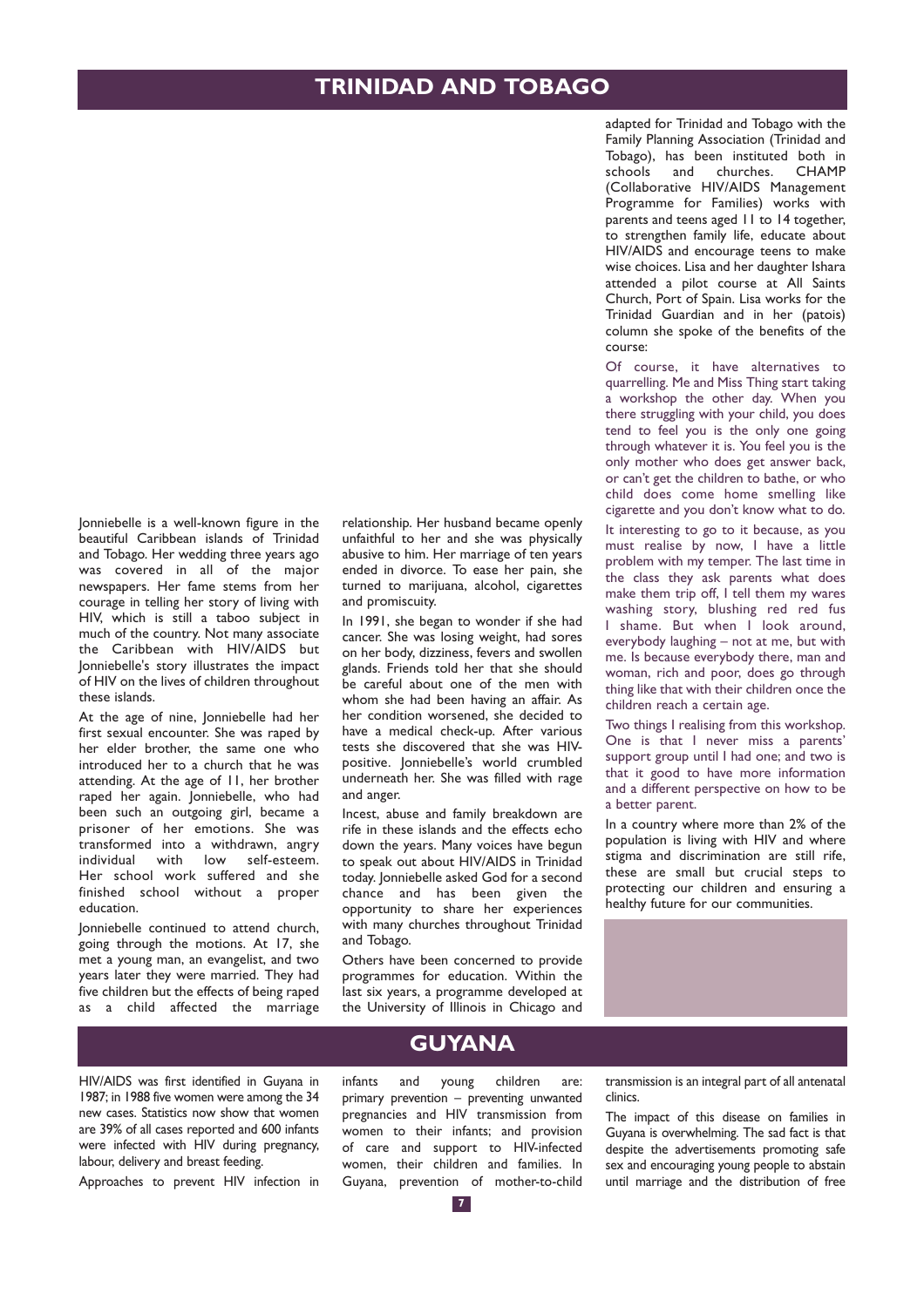# TRINIDAD AND TOBAGO

Jonniebelle is a well-known figure in the beautiful Caribbean islands of Trinidad and Tobago. Her wedding three years ago was covered in all of the major newspapers. Her fame stems from her courage in telling her story of living with HIV, which is still a taboo subject in much of the country. Not many associate the Caribbean with HIV/AIDS but Jonniebelle's story illustrates the impact of HIV on the lives of children throughout these islands.

At the age of nine, Jonniebelle had her first sexual encounter. She was raped by her elder brother, the same one who introduced her to a church that he was attending. At the age of 11, her brother raped her again. Jonniebelle, who had been such an outgoing girl, became a prisoner of her emotions. She was transformed into a withdrawn, angry individual with low self-esteem. Her school work suffered and she finished school without a proper education.

Jonniebelle continued to attend church, going through the motions. At 17, she met a young man, an evangelist, and two years later they were married. They had five children but the effects of being raped as a child affected the marriage relationship. Her husband became openly unfaithful to her and she was physically abusive to him. Her marriage of ten years ended in divorce. To ease her pain, she turned to marijuana, alcohol, cigarettes and promiscuity.

In 1991, she began to wonder if she had cancer. She was losing weight, had sores on her body, dizziness, fevers and swollen glands. Friends told her that she should be careful about one of the men with whom she had been having an affair. As her condition worsened, she decided to have a medical check-up. After various tests she discovered that she was HIV-positive. Jonniebelle's world crumbled underneath her. She was filled with rage and anger.

Incest, abuse and family breakdown are rife in these islands and the effects echo down the years. Many voices have begun to speak out about HIV/AIDS in Trinidad today. Jonniebelle asked God for a second chance and has been given the opportunity to share her experiences with many churches throughout Trinidad and Tobago.

Others have been concerned to provide programmes for education. Within the last six years, a programme developed at the University of Illinois in Chicago and adapted for Trinidad and Tobago with the Family Planning Association (Trinidad and Tobago), has been instituted both in schools and churches. CHAMP (Collaborative HIV/AIDS Management Programme for Families) works with parents and teens aged 11 to 14 together, to strengthen family life, educate about HIV/AIDS and encourage teens to make wise choices. Lisa and her daughter Ishara attended a pilot course at All Saints Church, Port of Spain. Lisa works for the Trinidad Guardian and in her (patois) column she spoke of the benefits of the course:

Of course, it have alternatives to quarrelling. Me and Miss Thing start taking a workshop the other day. When you there struggling with your child, you does tend to feel you is the only one going through whatever it is. You feel you is the only mother who does get answer back, or can't get the children to bathe, or who child does come home smelling like cigarette and you don't know what to do.

It interesting to go to it because, as you must realise by now, I have a little problem with my temper. The last time in the class they ask parents what does make them trip off, I tell them my wares washing story, blushing red red fus I shame. But when I look around, everybody laughing – not at me, but with me. Is because everybody there, man and woman, rich and poor, does go through thing like that with their children once the children reach a certain age.

Two things I realising from this workshop. One is that I never miss a parents' support group until I had one; and two is that it good to have more information and a different perspective on how to be a better parent.

In a country where more than 2% of the population is living with HIV and where stigma and discrimination are still rife, these are small but crucial steps to protecting our children and ensuring a healthy future for our communities.

# GUYANA

HIV/AIDS was first identified in Guyana in 1987; in 1988 five women were among the 34 new cases. Statistics now show that women are 39% of all cases reported and 600 infants were infected with HIV during pregnancy, labour, delivery and breast feeding.

Approaches to prevent HIV infection in infants and young children are: primary prevention – preventing unwanted pregnancies and HIV transmission from women to their infants; and provision of care and support to HIV-infected women, their children and families. In Guyana, prevention of mother-to-child transmission is an integral part of all antenatal clinics.

The impact of this disease on families in Guyana is overwhelming. The sad fact is that despite the advertisements promoting safe sex and encouraging young people to abstain until marriage and the distribution of free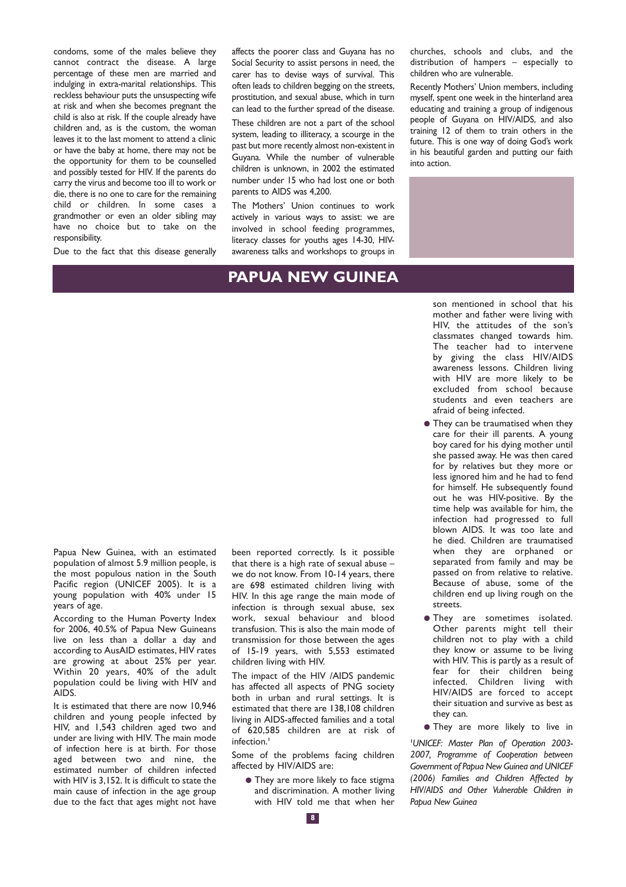condoms, some of the males believe they cannot contract the disease. A large percentage of these men are married and indulging in extra-marital relationships. This reckless behaviour puts the unsuspecting wife at risk and when she becomes pregnant the child is also at risk. If the couple already have children and, as is the custom, the woman leaves it to the last moment to attend a clinic or have the baby at home, there may not be the opportunity for them to be counselled and possibly tested for HIV. If the parents do carry the virus and become too ill to work or die, there is no one to care for the remaining child or children. In some cases a grandmother or even an older sibling may have no choice but to take on the responsibility.

Due to the fact that this disease generally affects the poorer class and Guyana has no Social Security to assist persons in need, the carer has to devise ways of survival. This often leads to children begging on the streets, prostitution, and sexual abuse, which in turn can lead to the further spread of the disease.

These children are not a part of the school system, leading to illiteracy, a scourge in the past but more recently almost non-existent in Guyana. While the number of vulnerable children is unknown, in 2002 the estimated number under 15 who had lost one or both parents to AIDS was 4,200.

The Mothers' Union continues to work actively in various ways to assist: we are involved in school feeding programmes, literacy classes for youths ages 14-30, HIV-awareness talks and workshops to groups in churches, schools and clubs, and the distribution of hampers – especially to children who are vulnerable.

Recently Mothers' Union members, including myself, spent one week in the hinterland area educating and training a group of indigenous people of Guyana on HIV/AIDS, and also training 12 of them to train others in the future. This is one way of doing God's work in his beautiful garden and putting our faith into action.

## PAPUA NEW GUINEA

Papua New Guinea, with an estimated population of almost 5.9 million people, is the most populous nation in the South Pacific region (UNICEF 2005). It is a young population with 40% under 15 years of age.

According to the Human Poverty Index for 2006, 40.5% of Papua New Guineans live on less than a dollar a day and according to AusAID estimates, HIV rates are growing at about 25% per year. Within 20 years, 40% of the adult population could be living with HIV and AIDS.

It is estimated that there are now 10,946 children and young people infected by HIV, and 1,543 children aged two and under are living with HIV. The main mode of infection here is at birth. For those aged between two and nine, the estimated number of children infected with HIV is 3,152. It is difficult to state the main cause of infection in the age group due to the fact that ages might not have been reported correctly. Is it possible that there is a high rate of sexual abuse – we do not know. From 10-14 years, there are 698 estimated children living with HIV. In this age range the main mode of infection is through sexual abuse, sex work, sexual behaviour and blood transfusion. This is also the main mode of transmission for those between the ages of 15-19 years, with 5,553 estimated children living with HIV.

The impact of the HIV /AIDS pandemic has affected all aspects of PNG society both in urban and rural settings. It is estimated that there are 138,108 children living in AIDS-affected families and a total of 620,585 children are at risk of infection.[1]

Some of the problems facing children affected by HIV/AIDS are:

- They are more likely to face stigma and discrimination. A mother living with HIV told me that when her son mentioned in school that his mother and father were living with HIV, the attitudes of the son's classmates changed towards him. The teacher had to intervene by giving the class HIV/AIDS awareness lessons. Children living with HIV are more likely to be excluded from school because students and even teachers are afraid of being infected.
- They can be traumatised when they care for their ill parents. A young boy cared for his dying mother until she passed away. He was then cared for by relatives but they more or less ignored him and he had to fend for himself. He subsequently found out he was HIV-positive. By the time help was available for him, the infection had progressed to full blown AIDS. It was too late and he died. Children are traumatised when they are orphaned or separated from family and may be passed on from relative to relative. Because of abuse, some of the children end up living rough on the streets.
- They are sometimes isolated. Other parents might tell their children not to play with a child they know or assume to be living with HIV. This is partly as a result of fear for their children being infected. Children living with HIV/AIDS are forced to accept their situation and survive as best as they can.
- They are more likely to live in

*[1]UNICEF: Master Plan of Operation 2003-2007, Programme of Cooperation between Government of Papua New Guinea and UNICEF (2006) Families and Children Affected by HIV/AIDS and Other Vulnerable Children in Papua New Guinea*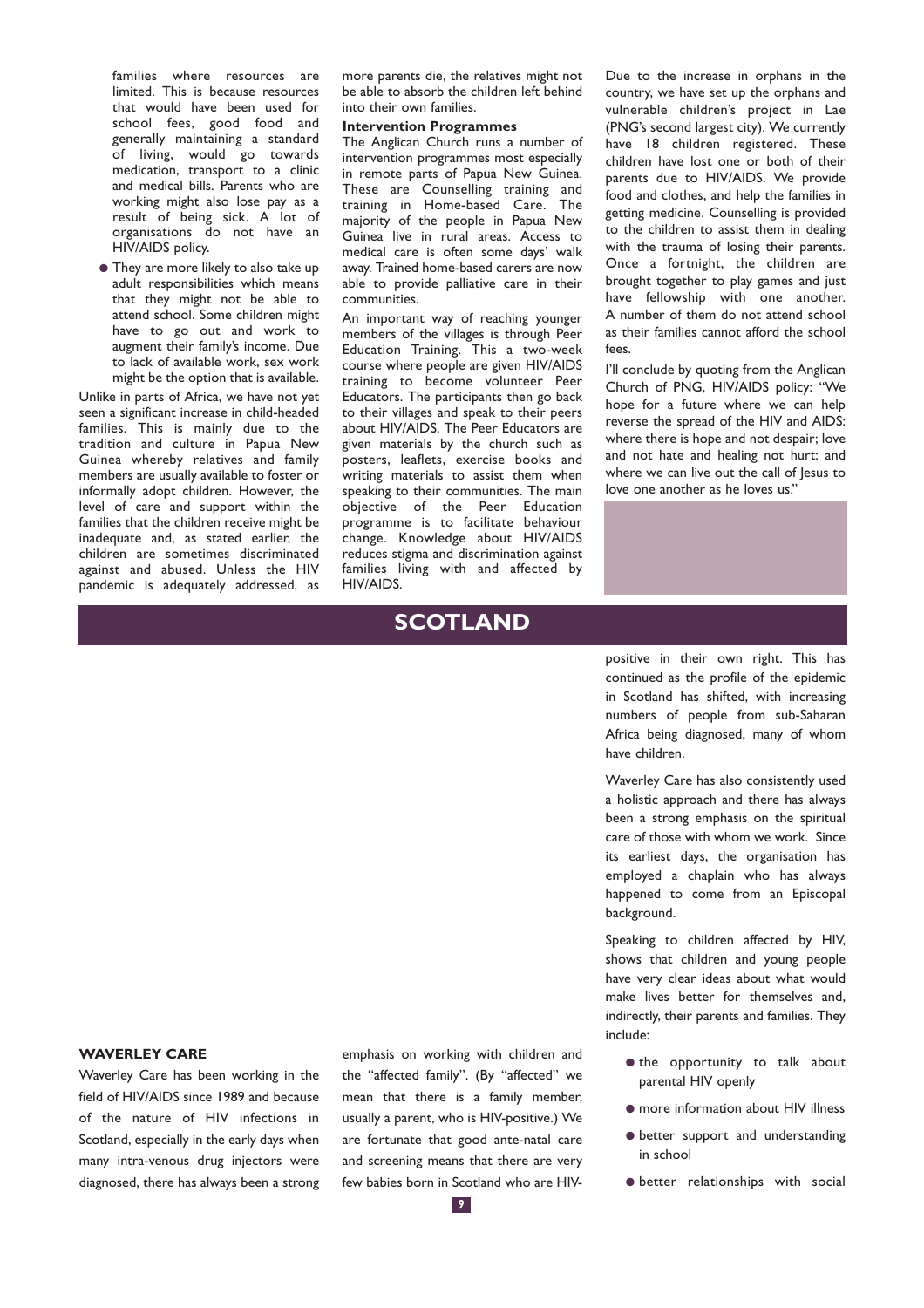families where resources are limited. This is because resources that would have been used for school fees, good food and generally maintaining a standard of living, would go towards medication, transport to a clinic and medical bills. Parents who are working might also lose pay as a result of being sick. A lot of organisations do not have an HIV/AIDS policy.

- They are more likely to also take up adult responsibilities which means that they might not be able to attend school. Some children might have to go out and work to augment their family's income. Due to lack of available work, sex work might be the option that is available.

Unlike in parts of Africa, we have not yet seen a significant increase in child-headed families. This is mainly due to the tradition and culture in Papua New Guinea whereby relatives and family members are usually available to foster or informally adopt children. However, the level of care and support within the families that the children receive might be inadequate and, as stated earlier, the children are sometimes discriminated against and abused. Unless the HIV pandemic is adequately addressed, as more parents die, the relatives might not be able to absorb the children left behind into their own families.

**Intervention Programmes**

The Anglican Church runs a number of intervention programmes most especially in remote parts of Papua New Guinea. These are Counselling training and training in Home-based Care. The majority of the people in Papua New Guinea live in rural areas. Access to medical care is often some days' walk away. Trained home-based carers are now able to provide palliative care in their communities.

An important way of reaching younger members of the villages is through Peer Education Training. This a two-week course where people are given HIV/AIDS training to become volunteer Peer Educators. The participants then go back to their villages and speak to their peers about HIV/AIDS. The Peer Educators are given materials by the church such as posters, leaflets, exercise books and writing materials to assist them when speaking to their communities. The main objective of the Peer Education programme is to facilitate behaviour change. Knowledge about HIV/AIDS reduces stigma and discrimination against families living with and affected by HIV/AIDS.

Due to the increase in orphans in the country, we have set up the orphans and vulnerable children's project in Lae (PNG's second largest city). We currently have 18 children registered. These children have lost one or both of their parents due to HIV/AIDS. We provide food and clothes, and help the families in getting medicine. Counselling is provided to the children to assist them in dealing with the trauma of losing their parents. Once a fortnight, the children are brought together to play games and just have fellowship with one another. A number of them do not attend school as their families cannot afford the school fees.

I'll conclude by quoting from the Anglican Church of PNG, HIV/AIDS policy: "We hope for a future where we can help reverse the spread of the HIV and AIDS: where there is hope and not despair; love and not hate and healing not hurt: and where we can live out the call of Jesus to love one another as he loves us."

# SCOTLAND

### WAVERLEY CARE

Waverley Care has been working in the field of HIV/AIDS since 1989 and because of the nature of HIV infections in Scotland, especially in the early days when many intra-venous drug injectors were diagnosed, there has always been a strong emphasis on working with children and the "affected family". (By "affected" we mean that there is a family member, usually a parent, who is HIV-positive.) We are fortunate that good ante-natal care and screening means that there are very few babies born in Scotland who are HIV-positive in their own right. This has continued as the profile of the epidemic in Scotland has shifted, with increasing numbers of people from sub-Saharan Africa being diagnosed, many of whom have children.

Waverley Care has also consistently used a holistic approach and there has always been a strong emphasis on the spiritual care of those with whom we work. Since its earliest days, the organisation has employed a chaplain who has always happened to come from an Episcopal background.

Speaking to children affected by HIV, shows that children and young people have very clear ideas about what would make lives better for themselves and, indirectly, their parents and families. They include:

- the opportunity to talk about parental HIV openly
- more information about HIV illness
- better support and understanding in school
- better relationships with social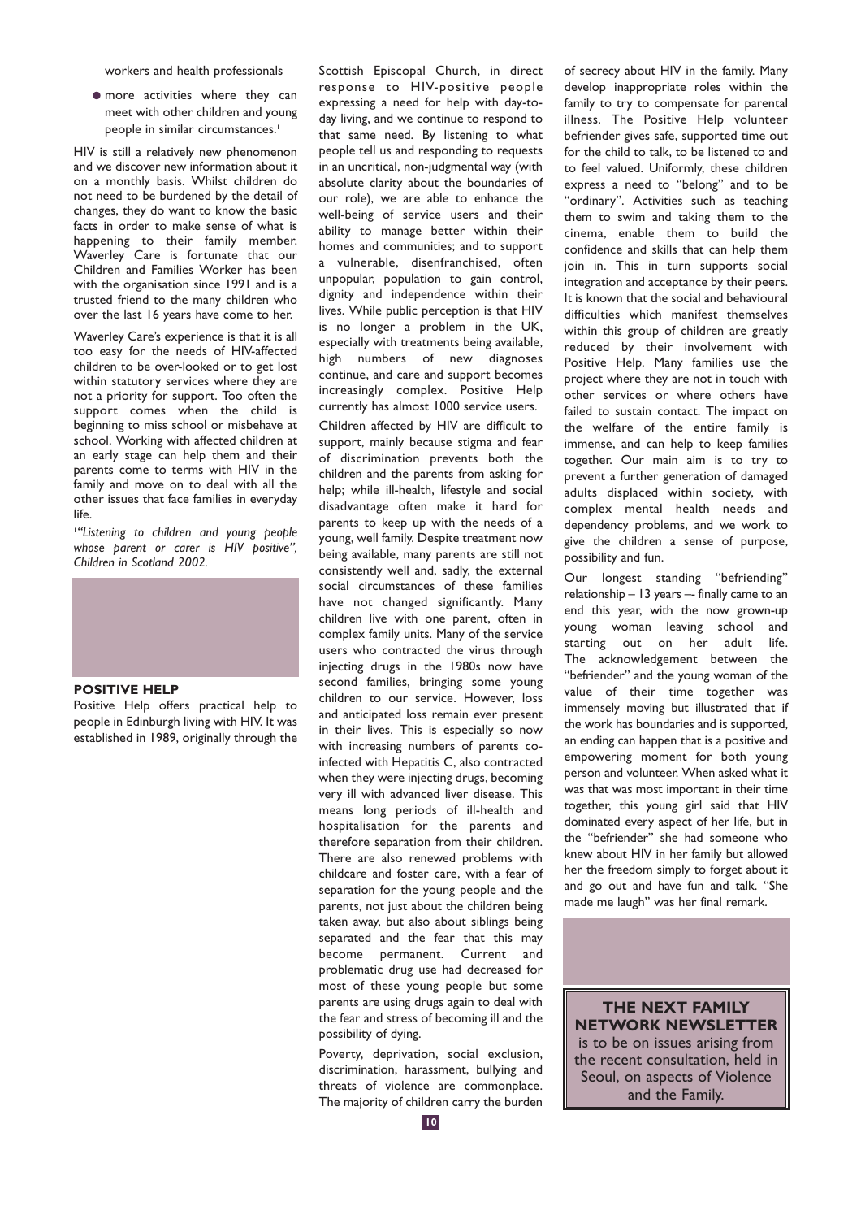workers and health professionals

- more activities where they can meet with other children and young people in similar circumstances.[1]

HIV is still a relatively new phenomenon and we discover new information about it on a monthly basis. Whilst children do not need to be burdened by the detail of changes, they do want to know the basic facts in order to make sense of what is happening to their family member. Waverley Care is fortunate that our Children and Families Worker has been with the organisation since 1991 and is a trusted friend to the many children who over the last 16 years have come to her.

Waverley Care's experience is that it is all too easy for the needs of HIV-affected children to be over-looked or to get lost within statutory services where they are not a priority for support. Too often the support comes when the child is beginning to miss school or misbehave at school. Working with affected children at an early stage can help them and their parents come to terms with HIV in the family and move on to deal with all the other issues that face families in everyday life.

[1] *"Listening to children and young people whose parent or carer is HIV positive", Children in Scotland 2002.*

## POSITIVE HELP

Positive Help offers practical help to people in Edinburgh living with HIV. It was established in 1989, originally through the Scottish Episcopal Church, in direct response to HIV-positive people expressing a need for help with day-to-day living, and we continue to respond to that same need. By listening to what people tell us and responding to requests in an uncritical, non-judgmental way (with absolute clarity about the boundaries of our role), we are able to enhance the well-being of service users and their ability to manage better within their homes and communities; and to support a vulnerable, disenfranchised, often unpopular, population to gain control, dignity and independence within their lives. While public perception is that HIV is no longer a problem in the UK, especially with treatments being available, high numbers of new diagnoses continue, and care and support becomes increasingly complex. Positive Help currently has almost 1000 service users.

Children affected by HIV are difficult to support, mainly because stigma and fear of discrimination prevents both the children and the parents from asking for help; while ill-health, lifestyle and social disadvantage often make it hard for parents to keep up with the needs of a young, well family. Despite treatment now being available, many parents are still not consistently well and, sadly, the external social circumstances of these families have not changed significantly. Many children live with one parent, often in complex family units. Many of the service users who contracted the virus through injecting drugs in the 1980s now have second families, bringing some young children to our service. However, loss and anticipated loss remain ever present in their lives. This is especially so now with increasing numbers of parents co-infected with Hepatitis C, also contracted when they were injecting drugs, becoming very ill with advanced liver disease. This means long periods of ill-health and hospitalisation for the parents and therefore separation from their children. There are also renewed problems with childcare and foster care, with a fear of separation for the young people and the parents, not just about the children being taken away, but also about siblings being separated and the fear that this may become permanent. Current and problematic drug use had decreased for most of these young people but some parents are using drugs again to deal with the fear and stress of becoming ill and the possibility of dying.

Poverty, deprivation, social exclusion, discrimination, harassment, bullying and threats of violence are commonplace. The majority of children carry the burden of secrecy about HIV in the family. Many develop inappropriate roles within the family to try to compensate for parental illness. The Positive Help volunteer befriender gives safe, supported time out for the child to talk, to be listened to and to feel valued. Uniformly, these children express a need to "belong" and to be "ordinary". Activities such as teaching them to swim and taking them to the cinema, enable them to build the confidence and skills that can help them join in. This in turn supports social integration and acceptance by their peers. It is known that the social and behavioural difficulties which manifest themselves within this group of children are greatly reduced by their involvement with Positive Help. Many families use the project where they are not in touch with other services or where others have failed to sustain contact. The impact on the welfare of the entire family is immense, and can help to keep families together. Our main aim is to try to prevent a further generation of damaged adults displaced within society, with complex mental health needs and dependency problems, and we work to give the children a sense of purpose, possibility and fun.

Our longest standing "befriending" relationship – 13 years –- finally came to an end this year, with the now grown-up young woman leaving school and starting out on her adult life. The acknowledgement between the "befriender" and the young woman of the value of their time together was immensely moving but illustrated that if the work has boundaries and is supported, an ending can happen that is a positive and empowering moment for both young person and volunteer. When asked what it was that was most important in their time together, this young girl said that HIV dominated every aspect of her life, but in the "befriender" she had someone who knew about HIV in her family but allowed her the freedom simply to forget about it and go out and have fun and talk. "She made me laugh" was her final remark.

**THE NEXT FAMILY NETWORK NEWSLETTER** is to be on issues arising from the recent consultation, held in Seoul, on aspects of Violence and the Family.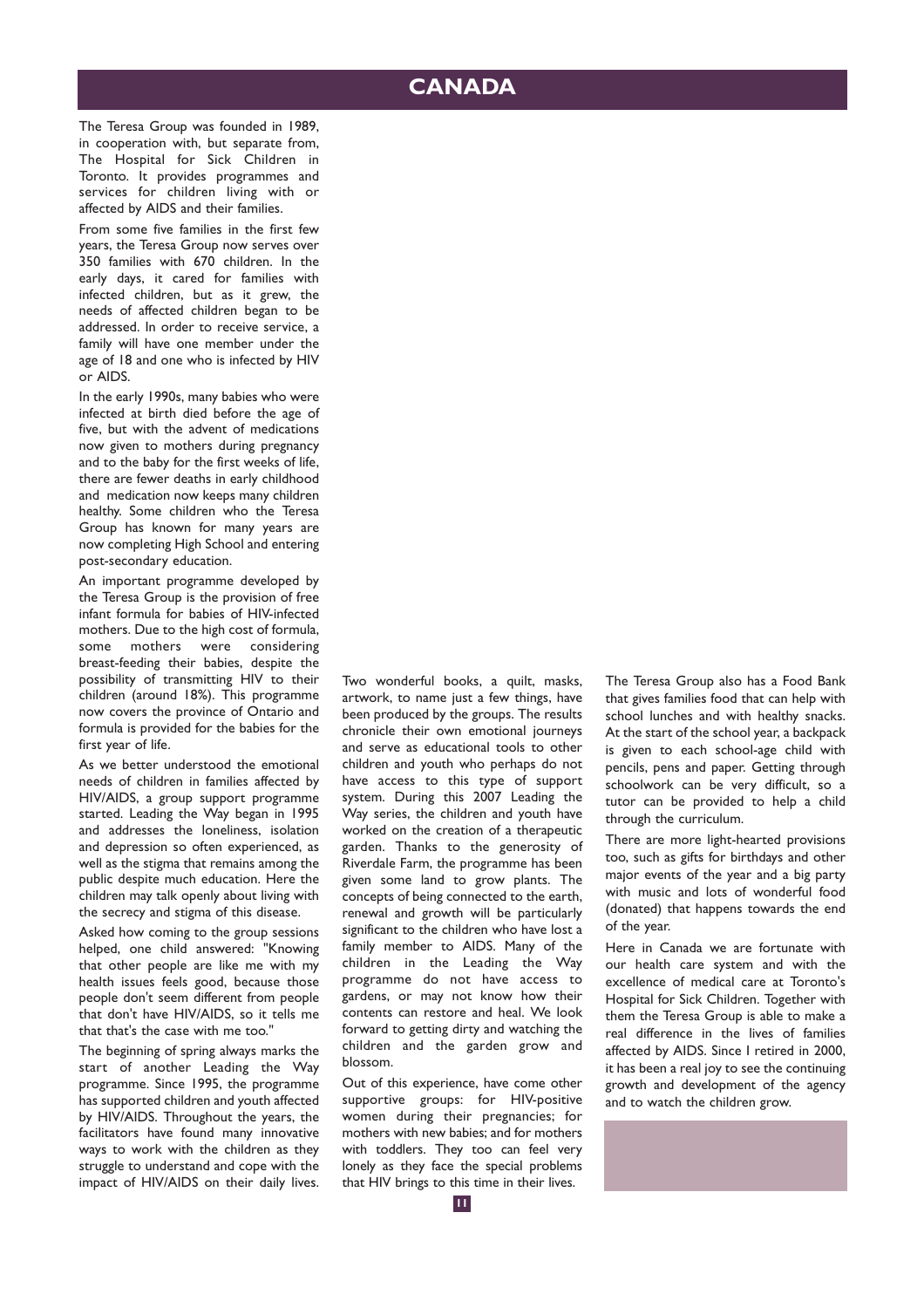# CANADA

The Teresa Group was founded in 1989, in cooperation with, but separate from, The Hospital for Sick Children in Toronto. It provides programmes and services for children living with or affected by AIDS and their families.

From some five families in the first few years, the Teresa Group now serves over 350 families with 670 children. In the early days, it cared for families with infected children, but as it grew, the needs of affected children began to be addressed. In order to receive service, a family will have one member under the age of 18 and one who is infected by HIV or AIDS.

In the early 1990s, many babies who were infected at birth died before the age of five, but with the advent of medications now given to mothers during pregnancy and to the baby for the first weeks of life, there are fewer deaths in early childhood and medication now keeps many children healthy. Some children who the Teresa Group has known for many years are now completing High School and entering post-secondary education.

An important programme developed by the Teresa Group is the provision of free infant formula for babies of HIV-infected mothers. Due to the high cost of formula, some mothers were considering breast-feeding their babies, despite the possibility of transmitting HIV to their children (around 18%). This programme now covers the province of Ontario and formula is provided for the babies for the first year of life.

As we better understood the emotional needs of children in families affected by HIV/AIDS, a group support programme started. Leading the Way began in 1995 and addresses the loneliness, isolation and depression so often experienced, as well as the stigma that remains among the public despite much education. Here the children may talk openly about living with the secrecy and stigma of this disease.

Asked how coming to the group sessions helped, one child answered: "Knowing that other people are like me with my health issues feels good, because those people don't seem different from people that don't have HIV/AIDS, so it tells me that that's the case with me too."

The beginning of spring always marks the start of another Leading the Way programme. Since 1995, the programme has supported children and youth affected by HIV/AIDS. Throughout the years, the facilitators have found many innovative ways to work with the children as they struggle to understand and cope with the impact of HIV/AIDS on their daily lives.

Two wonderful books, a quilt, masks, artwork, to name just a few things, have been produced by the groups. The results chronicle their own emotional journeys and serve as educational tools to other children and youth who perhaps do not have access to this type of support system. During this 2007 Leading the Way series, the children and youth have worked on the creation of a therapeutic garden. Thanks to the generosity of Riverdale Farm, the programme has been given some land to grow plants. The concepts of being connected to the earth, renewal and growth will be particularly significant to the children who have lost a family member to AIDS. Many of the children in the Leading the Way programme do not have access to gardens, or may not know how their contents can restore and heal. We look forward to getting dirty and watching the children and the garden grow and blossom.

Out of this experience, have come other supportive groups: for HIV-positive women during their pregnancies; for mothers with new babies; and for mothers with toddlers. They too can feel very lonely as they face the special problems that HIV brings to this time in their lives.

The Teresa Group also has a Food Bank that gives families food that can help with school lunches and with healthy snacks. At the start of the school year, a backpack is given to each school-age child with pencils, pens and paper. Getting through schoolwork can be very difficult, so a tutor can be provided to help a child through the curriculum.

There are more light-hearted provisions too, such as gifts for birthdays and other major events of the year and a big party with music and lots of wonderful food (donated) that happens towards the end of the year.

Here in Canada we are fortunate with our health care system and with the excellence of medical care at Toronto's Hospital for Sick Children. Together with them the Teresa Group is able to make a real difference in the lives of families affected by AIDS. Since I retired in 2000, it has been a real joy to see the continuing growth and development of the agency and to watch the children grow.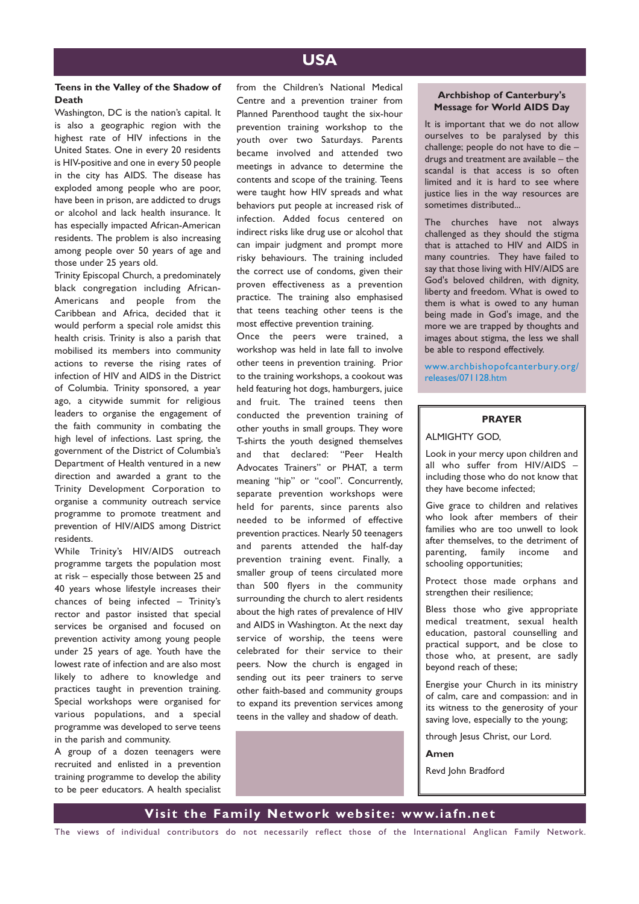# USA

## Teens in the Valley of the Shadow of Death

Washington, DC is the nation's capital. It is also a geographic region with the highest rate of HIV infections in the United States. One in every 20 residents is HIV-positive and one in every 50 people in the city has AIDS. The disease has exploded among people who are poor, have been in prison, are addicted to drugs or alcohol and lack health insurance. It has especially impacted African-American residents. The problem is also increasing among people over 50 years of age and those under 25 years old.

Trinity Episcopal Church, a predominately black congregation including African-Americans and people from the Caribbean and Africa, decided that it would perform a special role amidst this health crisis. Trinity is also a parish that mobilised its members into community actions to reverse the rising rates of infection of HIV and AIDS in the District of Columbia. Trinity sponsored, a year ago, a citywide summit for religious leaders to organise the engagement of the faith community in combating the high level of infections. Last spring, the government of the District of Columbia's Department of Health ventured in a new direction and awarded a grant to the Trinity Development Corporation to organise a community outreach service programme to promote treatment and prevention of HIV/AIDS among District residents.

While Trinity's HIV/AIDS outreach programme targets the population most at risk – especially those between 25 and 40 years whose lifestyle increases their chances of being infected – Trinity's rector and pastor insisted that special services be organised and focused on prevention activity among young people under 25 years of age. Youth have the lowest rate of infection and are also most likely to adhere to knowledge and practices taught in prevention training. Special workshops were organised for various populations, and a special programme was developed to serve teens in the parish and community.

A group of a dozen teenagers were recruited and enlisted in a prevention training programme to develop the ability to be peer educators. A health specialist from the Children's National Medical Centre and a prevention trainer from Planned Parenthood taught the six-hour prevention training workshop to the youth over two Saturdays. Parents became involved and attended two meetings in advance to determine the contents and scope of the training. Teens were taught how HIV spreads and what behaviors put people at increased risk of infection. Added focus centered on indirect risks like drug use or alcohol that can impair judgment and prompt more risky behaviours. The training included the correct use of condoms, given their proven effectiveness as a prevention practice. The training also emphasised that teens teaching other teens is the most effective prevention training.

Once the peers were trained, a workshop was held in late fall to involve other teens in prevention training. Prior to the training workshops, a cookout was held featuring hot dogs, hamburgers, juice and fruit. The trained teens then conducted the prevention training of other youths in small groups. They wore T-shirts the youth designed themselves and that declared: "Peer Health Advocates Trainers" or PHAT, a term meaning "hip" or "cool". Concurrently, separate prevention workshops were held for parents, since parents also needed to be informed of effective prevention practices. Nearly 50 teenagers and parents attended the half-day prevention training event. Finally, a smaller group of teens circulated more than 500 flyers in the community surrounding the church to alert residents about the high rates of prevalence of HIV and AIDS in Washington. At the next day service of worship, the teens were celebrated for their service to their peers. Now the church is engaged in sending out its peer trainers to serve other faith-based and community groups to expand its prevention services among teens in the valley and shadow of death.

### Archbishop of Canterbury's Message for World AIDS Day

It is important that we do not allow ourselves to be paralysed by this challenge; people do not have to die – drugs and treatment are available – the scandal is that access is so often limited and it is hard to see where justice lies in the way resources are sometimes distributed...

The churches have not always challenged as they should the stigma that is attached to HIV and AIDS in many countries. They have failed to say that those living with HIV/AIDS are God's beloved children, with dignity, liberty and freedom. What is owed to them is what is owed to any human being made in God's image, and the more we are trapped by thoughts and images about stigma, the less we shall be able to respond effectively.

www.archbishopofcanterbury.org/releases/071128.htm

### PRAYER

ALMIGHTY GOD,

Look in your mercy upon children and all who suffer from HIV/AIDS – including those who do not know that they have become infected;

Give grace to children and relatives who look after members of their families who are too unwell to look after themselves, to the detriment of parenting, family income and schooling opportunities;

Protect those made orphans and strengthen their resilience;

Bless those who give appropriate medical treatment, sexual health education, pastoral counselling and practical support, and be close to those who, at present, are sadly beyond reach of these;

Energise your Church in its ministry of calm, care and compassion: and in its witness to the generosity of your saving love, especially to the young;

through Jesus Christ, our Lord.

**Amen**

Revd John Bradford

**Visit the Family Network website: www.iafn.net**

The views of individual contributors do not necessarily reflect those of the International Anglican Family Network.